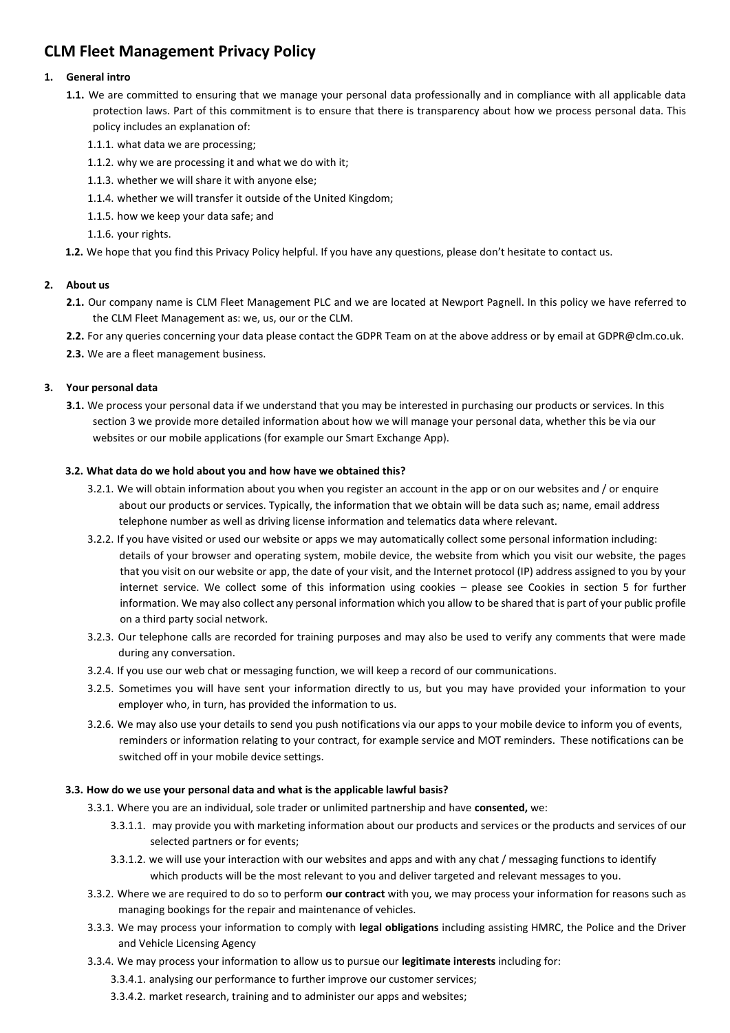# CLM Fleet Management Privacy Policy

**1. General intro**

**1.1.** We are committed to ensuring that we manage your personal data professionally and in compliance with all applicable data protection laws. Part of this commitment is to ensure that there is transparency about how we process personal data. This policy includes an explanation of:

1.1.1. what data we are processing;

1.1.2. why we are processing it and what we do with it;

1.1.3. whether we will share it with anyone else;

1.1.4. whether we will transfer it outside of the United Kingdom;

1.1.5. how we keep your data safe; and

1.1.6. your rights.

**1.2.** We hope that you find this Privacy Policy helpful. If you have any questions, please don't hesitate to contact us.

**2. About us**

**2.1.** Our company name is CLM Fleet Management PLC and we are located at Newport Pagnell. In this policy we have referred to the CLM Fleet Management as: we, us, our or the CLM.

**2.2.** For any queries concerning your data please contact the GDPR Team on at the above address or by email at GDPR@clm.co.uk.

**2.3.** We are a fleet management business.

**3. Your personal data**

**3.1.** We process your personal data if we understand that you may be interested in purchasing our products or services. In this section 3 we provide more detailed information about how we will manage your personal data, whether this be via our websites or our mobile applications (for example our Smart Exchange App).

**3.2. What data do we hold about you and how have we obtained this?**

3.2.1. We will obtain information about you when you register an account in the app or on our websites and / or enquire about our products or services. Typically, the information that we obtain will be data such as; name, email address telephone number as well as driving license information and telematics data where relevant.

3.2.2. If you have visited or used our website or apps we may automatically collect some personal information including: details of your browser and operating system, mobile device, the website from which you visit our website, the pages that you visit on our website or app, the date of your visit, and the Internet protocol (IP) address assigned to you by your internet service. We collect some of this information using cookies – please see Cookies in section 5 for further information. We may also collect any personal information which you allow to be shared that is part of your public profile on a third party social network.

3.2.3. Our telephone calls are recorded for training purposes and may also be used to verify any comments that were made during any conversation.

3.2.4. If you use our web chat or messaging function, we will keep a record of our communications.

3.2.5. Sometimes you will have sent your information directly to us, but you may have provided your information to your employer who, in turn, has provided the information to us.

3.2.6. We may also use your details to send you push notifications via our apps to your mobile device to inform you of events, reminders or information relating to your contract, for example service and MOT reminders. These notifications can be switched off in your mobile device settings.

**3.3. How do we use your personal data and what is the applicable lawful basis?**

3.3.1. Where you are an individual, sole trader or unlimited partnership and have **consented,** we:

3.3.1.1. may provide you with marketing information about our products and services or the products and services of our selected partners or for events;

3.3.1.2. we will use your interaction with our websites and apps and with any chat / messaging functions to identify which products will be the most relevant to you and deliver targeted and relevant messages to you.

3.3.2. Where we are required to do so to perform **our contract** with you, we may process your information for reasons such as managing bookings for the repair and maintenance of vehicles.

3.3.3. We may process your information to comply with **legal obligations** including assisting HMRC, the Police and the Driver and Vehicle Licensing Agency

3.3.4. We may process your information to allow us to pursue our **legitimate interests** including for:

3.3.4.1. analysing our performance to further improve our customer services;

3.3.4.2. market research, training and to administer our apps and websites;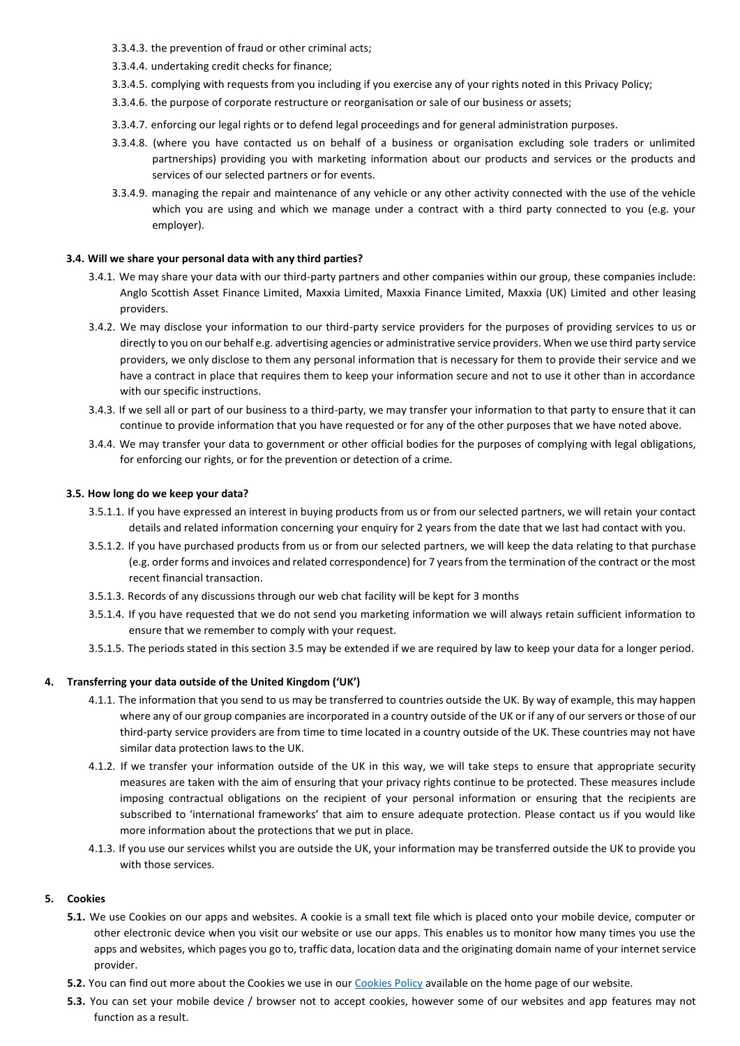3.3.4.3. the prevention of fraud or other criminal acts;

3.3.4.4. undertaking credit checks for finance;

3.3.4.5. complying with requests from you including if you exercise any of your rights noted in this Privacy Policy;

3.3.4.6. the purpose of corporate restructure or reorganisation or sale of our business or assets;

3.3.4.7. enforcing our legal rights or to defend legal proceedings and for general administration purposes.

3.3.4.8. (where you have contacted us on behalf of a business or organisation excluding sole traders or unlimited partnerships) providing you with marketing information about our products and services or the products and services of our selected partners or for events.

3.3.4.9. managing the repair and maintenance of any vehicle or any other activity connected with the use of the vehicle which you are using and which we manage under a contract with a third party connected to you (e.g. your employer).

### 3.4. Will we share your personal data with any third parties?

3.4.1. We may share your data with our third-party partners and other companies within our group, these companies include: Anglo Scottish Asset Finance Limited, Maxxia Limited, Maxxia Finance Limited, Maxxia (UK) Limited and other leasing providers.

3.4.2. We may disclose your information to our third-party service providers for the purposes of providing services to us or directly to you on our behalf e.g. advertising agencies or administrative service providers. When we use third party service providers, we only disclose to them any personal information that is necessary for them to provide their service and we have a contract in place that requires them to keep your information secure and not to use it other than in accordance with our specific instructions.

3.4.3. If we sell all or part of our business to a third-party, we may transfer your information to that party to ensure that it can continue to provide information that you have requested or for any of the other purposes that we have noted above.

3.4.4. We may transfer your data to government or other official bodies for the purposes of complying with legal obligations, for enforcing our rights, or for the prevention or detection of a crime.

### 3.5. How long do we keep your data?

3.5.1.1. If you have expressed an interest in buying products from us or from our selected partners, we will retain your contact details and related information concerning your enquiry for 2 years from the date that we last had contact with you.

3.5.1.2. If you have purchased products from us or from our selected partners, we will keep the data relating to that purchase (e.g. order forms and invoices and related correspondence) for 7 years from the termination of the contract or the most recent financial transaction.

3.5.1.3. Records of any discussions through our web chat facility will be kept for 3 months

3.5.1.4. If you have requested that we do not send you marketing information we will always retain sufficient information to ensure that we remember to comply with your request.

3.5.1.5. The periods stated in this section 3.5 may be extended if we are required by law to keep your data for a longer period.

## 4. Transferring your data outside of the United Kingdom ('UK')

4.1.1. The information that you send to us may be transferred to countries outside the UK. By way of example, this may happen where any of our group companies are incorporated in a country outside of the UK or if any of our servers or those of our third-party service providers are from time to time located in a country outside of the UK. These countries may not have similar data protection laws to the UK.

4.1.2. If we transfer your information outside of the UK in this way, we will take steps to ensure that appropriate security measures are taken with the aim of ensuring that your privacy rights continue to be protected. These measures include imposing contractual obligations on the recipient of your personal information or ensuring that the recipients are subscribed to 'international frameworks' that aim to ensure adequate protection. Please contact us if you would like more information about the protections that we put in place.

4.1.3. If you use our services whilst you are outside the UK, your information may be transferred outside the UK to provide you with those services.

## 5. Cookies

**5.1.** We use Cookies on our apps and websites. A cookie is a small text file which is placed onto your mobile device, computer or other electronic device when you visit our website or use our apps. This enables us to monitor how many times you use the apps and websites, which pages you go to, traffic data, location data and the originating domain name of your internet service provider.

**5.2.** You can find out more about the Cookies we use in our Cookies Policy available on the home page of our website.

**5.3.** You can set your mobile device / browser not to accept cookies, however some of our websites and app features may not function as a result.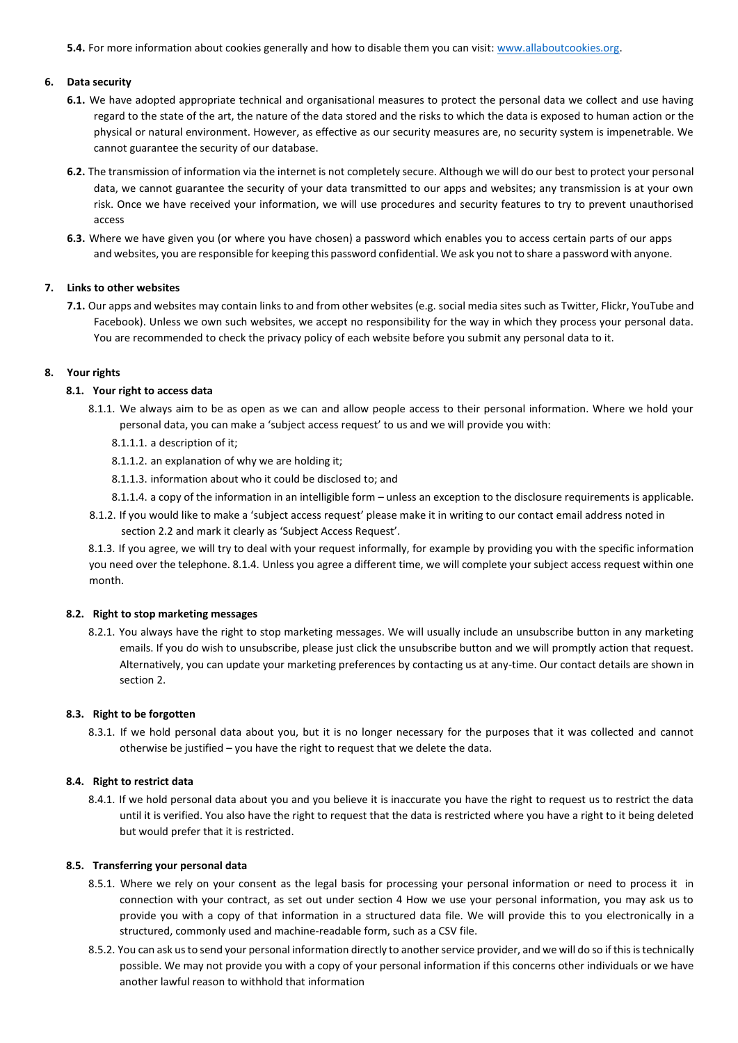**5.4.** For more information about cookies generally and how to disable them you can visit: [www.allaboutcookies.org](http://www.allaboutcookies.org).

## 6. Data security

**6.1.** We have adopted appropriate technical and organisational measures to protect the personal data we collect and use having regard to the state of the art, the nature of the data stored and the risks to which the data is exposed to human action or the physical or natural environment. However, as effective as our security measures are, no security system is impenetrable. We cannot guarantee the security of our database.

**6.2.** The transmission of information via the internet is not completely secure. Although we will do our best to protect your personal data, we cannot guarantee the security of your data transmitted to our apps and websites; any transmission is at your own risk. Once we have received your information, we will use procedures and security features to try to prevent unauthorised access

**6.3.** Where we have given you (or where you have chosen) a password which enables you to access certain parts of our apps and websites, you are responsible for keeping this password confidential. We ask you not to share a password with anyone.

## 7. Links to other websites

**7.1.** Our apps and websites may contain links to and from other websites (e.g. social media sites such as Twitter, Flickr, YouTube and Facebook). Unless we own such websites, we accept no responsibility for the way in which they process your personal data. You are recommended to check the privacy policy of each website before you submit any personal data to it.

## 8. Your rights

### 8.1. Your right to access data

8.1.1. We always aim to be as open as we can and allow people access to their personal information. Where we hold your personal data, you can make a 'subject access request' to us and we will provide you with:

8.1.1.1. a description of it;

8.1.1.2. an explanation of why we are holding it;

8.1.1.3. information about who it could be disclosed to; and

8.1.1.4. a copy of the information in an intelligible form – unless an exception to the disclosure requirements is applicable.

8.1.2. If you would like to make a 'subject access request' please make it in writing to our contact email address noted in section 2.2 and mark it clearly as 'Subject Access Request'.

8.1.3. If you agree, we will try to deal with your request informally, for example by providing you with the specific information you need over the telephone. 8.1.4. Unless you agree a different time, we will complete your subject access request within one month.

### 8.2. Right to stop marketing messages

8.2.1. You always have the right to stop marketing messages. We will usually include an unsubscribe button in any marketing emails. If you do wish to unsubscribe, please just click the unsubscribe button and we will promptly action that request. Alternatively, you can update your marketing preferences by contacting us at any-time. Our contact details are shown in section 2.

### 8.3. Right to be forgotten

8.3.1. If we hold personal data about you, but it is no longer necessary for the purposes that it was collected and cannot otherwise be justified – you have the right to request that we delete the data.

### 8.4. Right to restrict data

8.4.1. If we hold personal data about you and you believe it is inaccurate you have the right to request us to restrict the data until it is verified. You also have the right to request that the data is restricted where you have a right to it being deleted but would prefer that it is restricted.

### 8.5. Transferring your personal data

8.5.1. Where we rely on your consent as the legal basis for processing your personal information or need to process it in connection with your contract, as set out under section 4 How we use your personal information, you may ask us to provide you with a copy of that information in a structured data file. We will provide this to you electronically in a structured, commonly used and machine-readable form, such as a CSV file.

8.5.2. You can ask us to send your personal information directly to another service provider, and we will do so if this is technically possible. We may not provide you with a copy of your personal information if this concerns other individuals or we have another lawful reason to withhold that information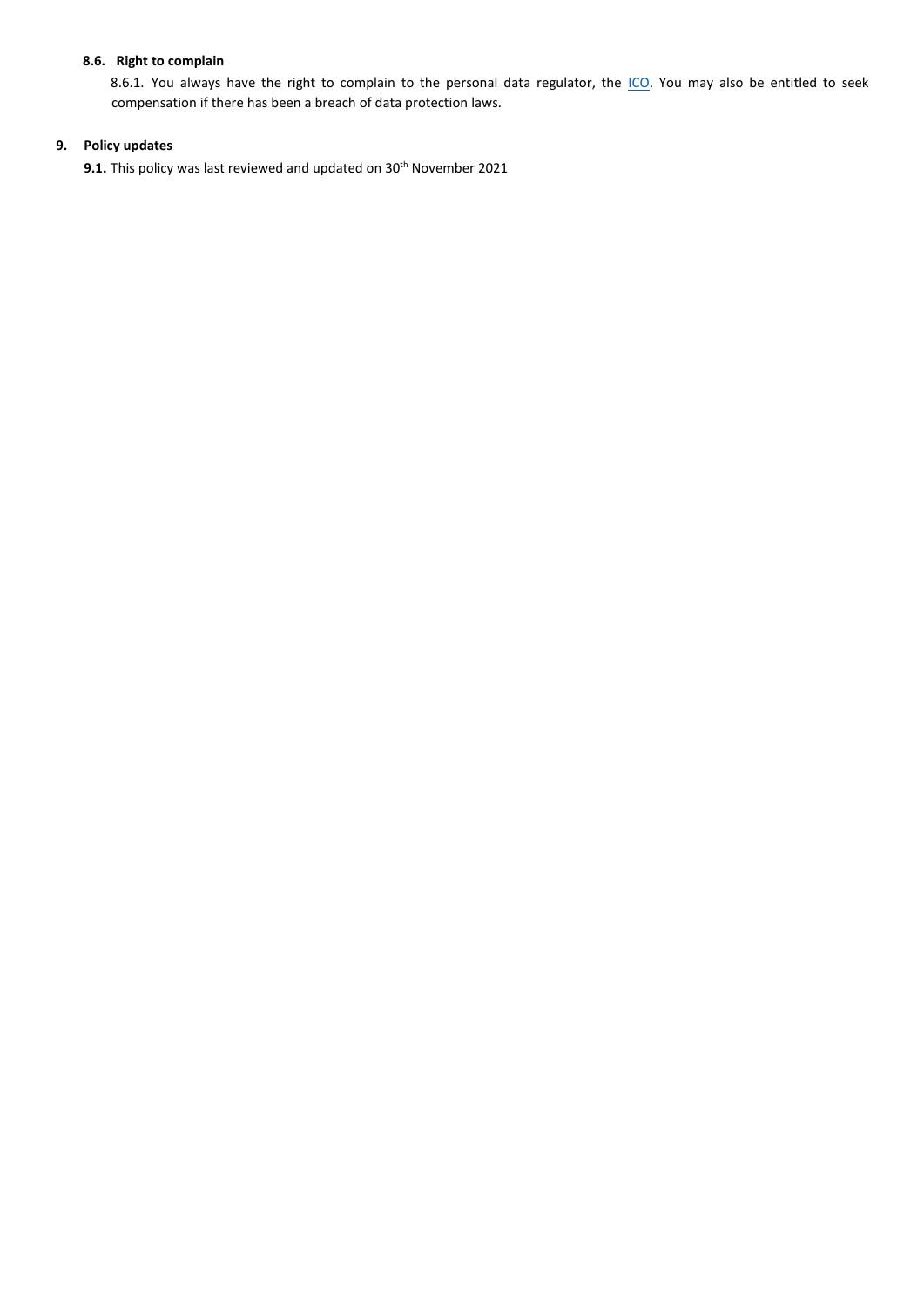### 8.6. Right to complain

8.6.1. You always have the right to complain to the personal data regulator, the ICO. You may also be entitled to seek compensation if there has been a breach of data protection laws.

## 9. Policy updates

**9.1.** This policy was last reviewed and updated on 30th November 2021